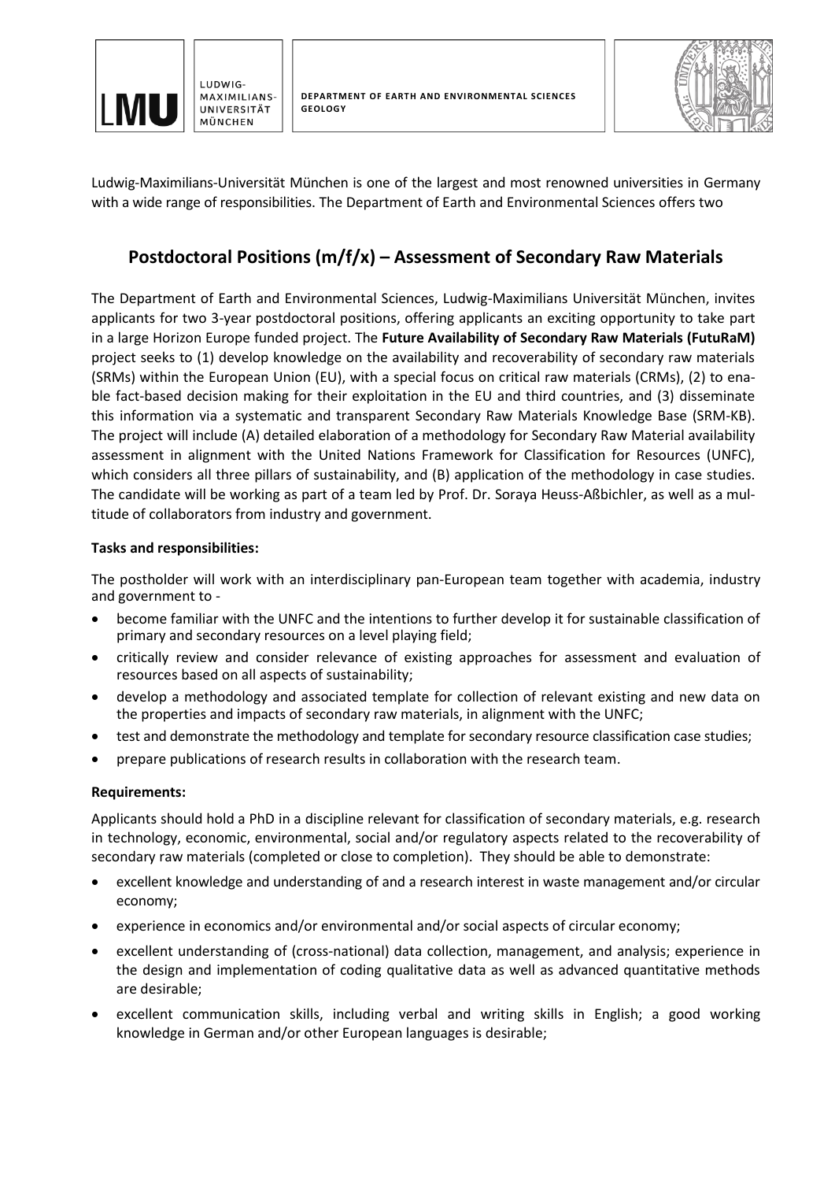LUDWIG-MAXIMILIANS-UNIVERSITÄT MÜNCHEN

DEPARTMENT OF EARTH AND ENVIRONMENTAL SCIENCES
GEOLOGY

Ludwig-Maximilians-Universität München is one of the largest and most renowned universities in Germany with a wide range of responsibilities. The Department of Earth and Environmental Sciences offers two

# Postdoctoral Positions (m/f/x) – Assessment of Secondary Raw Materials

The Department of Earth and Environmental Sciences, Ludwig-Maximilians Universität München, invites applicants for two 3-year postdoctoral positions, offering applicants an exciting opportunity to take part in a large Horizon Europe funded project. The **Future Availability of Secondary Raw Materials (FutuRaM)** project seeks to (1) develop knowledge on the availability and recoverability of secondary raw materials (SRMs) within the European Union (EU), with a special focus on critical raw materials (CRMs), (2) to enable fact-based decision making for their exploitation in the EU and third countries, and (3) disseminate this information via a systematic and transparent Secondary Raw Materials Knowledge Base (SRM-KB). The project will include (A) detailed elaboration of a methodology for Secondary Raw Material availability assessment in alignment with the United Nations Framework for Classification for Resources (UNFC), which considers all three pillars of sustainability, and (B) application of the methodology in case studies. The candidate will be working as part of a team led by Prof. Dr. Soraya Heuss-Aßbichler, as well as a multitude of collaborators from industry and government.

**Tasks and responsibilities:**

The postholder will work with an interdisciplinary pan-European team together with academia, industry and government to -

- become familiar with the UNFC and the intentions to further develop it for sustainable classification of primary and secondary resources on a level playing field;
- critically review and consider relevance of existing approaches for assessment and evaluation of resources based on all aspects of sustainability;
- develop a methodology and associated template for collection of relevant existing and new data on the properties and impacts of secondary raw materials, in alignment with the UNFC;
- test and demonstrate the methodology and template for secondary resource classification case studies;
- prepare publications of research results in collaboration with the research team.

**Requirements:**

Applicants should hold a PhD in a discipline relevant for classification of secondary materials, e.g. research in technology, economic, environmental, social and/or regulatory aspects related to the recoverability of secondary raw materials (completed or close to completion). They should be able to demonstrate:

- excellent knowledge and understanding of and a research interest in waste management and/or circular economy;
- experience in economics and/or environmental and/or social aspects of circular economy;
- excellent understanding of (cross-national) data collection, management, and analysis; experience in the design and implementation of coding qualitative data as well as advanced quantitative methods are desirable;
- excellent communication skills, including verbal and writing skills in English; a good working knowledge in German and/or other European languages is desirable;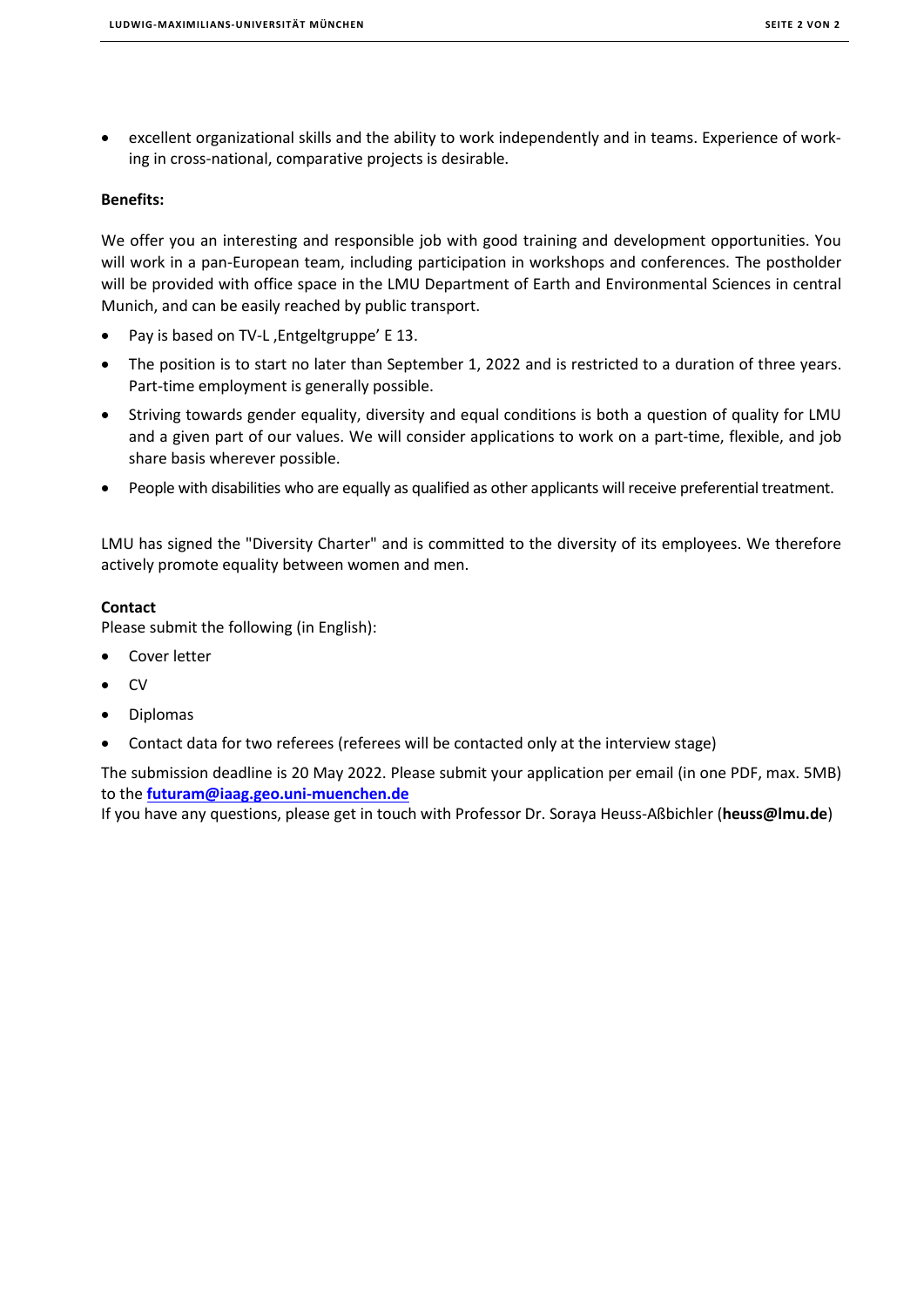- excellent organizational skills and the ability to work independently and in teams. Experience of working in cross-national, comparative projects is desirable.

**Benefits:**

We offer you an interesting and responsible job with good training and development opportunities. You will work in a pan-European team, including participation in workshops and conferences. The postholder will be provided with office space in the LMU Department of Earth and Environmental Sciences in central Munich, and can be easily reached by public transport.

- Pay is based on TV-L ‚Entgeltgruppe' E 13.
- The position is to start no later than September 1, 2022 and is restricted to a duration of three years. Part-time employment is generally possible.
- Striving towards gender equality, diversity and equal conditions is both a question of quality for LMU and a given part of our values. We will consider applications to work on a part-time, flexible, and job share basis wherever possible.
- People with disabilities who are equally as qualified as other applicants will receive preferential treatment.

LMU has signed the "Diversity Charter" and is committed to the diversity of its employees. We therefore actively promote equality between women and men.

**Contact**

Please submit the following (in English):

- Cover letter
- CV
- Diplomas
- Contact data for two referees (referees will be contacted only at the interview stage)

The submission deadline is 20 May 2022. Please submit your application per email (in one PDF, max. 5MB) to the **futuram@iaag.geo.uni-muenchen.de**

If you have any questions, please get in touch with Professor Dr. Soraya Heuss-Aßbichler (**heuss@lmu.de**)